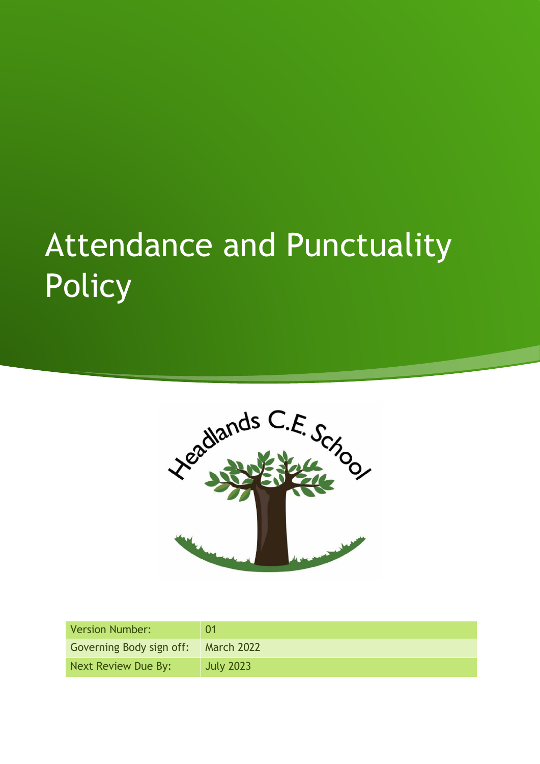# Attendance and Punctuality Policy

Headlands C.E. School

| Version Number: | 01 |
| --- | --- |
| Governing Body sign off: | March 2022 |
| Next Review Due By: | July 2023 |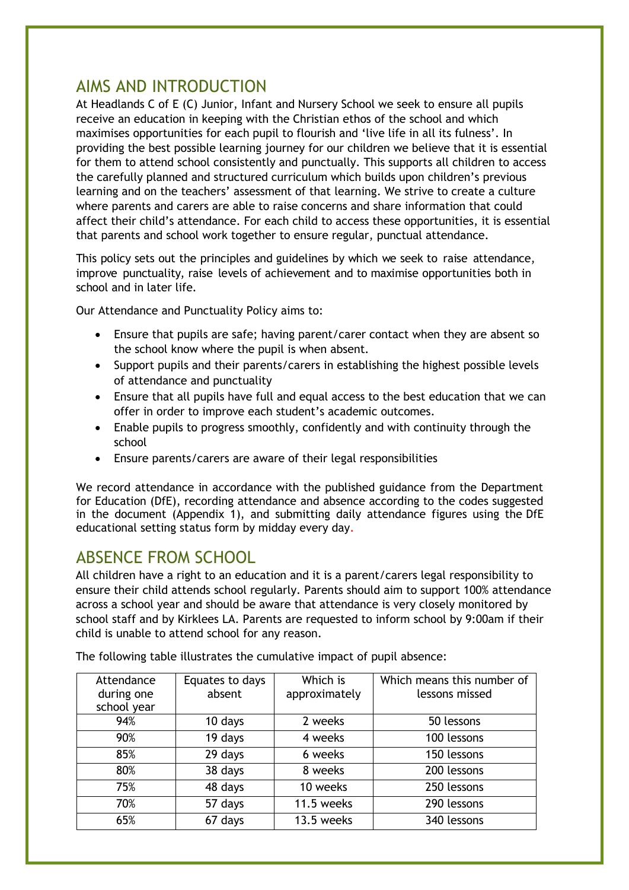## AIMS AND INTRODUCTION

At Headlands C of E (C) Junior, Infant and Nursery School we seek to ensure all pupils receive an education in keeping with the Christian ethos of the school and which maximises opportunities for each pupil to flourish and 'live life in all its fulness'. In providing the best possible learning journey for our children we believe that it is essential for them to attend school consistently and punctually. This supports all children to access the carefully planned and structured curriculum which builds upon children's previous learning and on the teachers' assessment of that learning. We strive to create a culture where parents and carers are able to raise concerns and share information that could affect their child's attendance. For each child to access these opportunities, it is essential that parents and school work together to ensure regular, punctual attendance.

This policy sets out the principles and guidelines by which we seek to raise attendance, improve punctuality, raise levels of achievement and to maximise opportunities both in school and in later life.

Our Attendance and Punctuality Policy aims to:

- Ensure that pupils are safe; having parent/carer contact when they are absent so the school know where the pupil is when absent.
- Support pupils and their parents/carers in establishing the highest possible levels of attendance and punctuality
- Ensure that all pupils have full and equal access to the best education that we can offer in order to improve each student's academic outcomes.
- Enable pupils to progress smoothly, confidently and with continuity through the school
- Ensure parents/carers are aware of their legal responsibilities

We record attendance in accordance with the published guidance from the Department for Education (DfE), recording attendance and absence according to the codes suggested in the document (Appendix 1), and submitting daily attendance figures using the DfE educational setting status form by midday every day.

## ABSENCE FROM SCHOOL

All children have a right to an education and it is a parent/carers legal responsibility to ensure their child attends school regularly. Parents should aim to support 100% attendance across a school year and should be aware that attendance is very closely monitored by school staff and by Kirklees LA. Parents are requested to inform school by 9:00am if their child is unable to attend school for any reason.

The following table illustrates the cumulative impact of pupil absence:

| Attendance during one school year | Equates to days absent | Which is approximately | Which means this number of lessons missed |
|---|---|---|---|
| 94% | 10 days | 2 weeks | 50 lessons |
| 90% | 19 days | 4 weeks | 100 lessons |
| 85% | 29 days | 6 weeks | 150 lessons |
| 80% | 38 days | 8 weeks | 200 lessons |
| 75% | 48 days | 10 weeks | 250 lessons |
| 70% | 57 days | 11.5 weeks | 290 lessons |
| 65% | 67 days | 13.5 weeks | 340 lessons |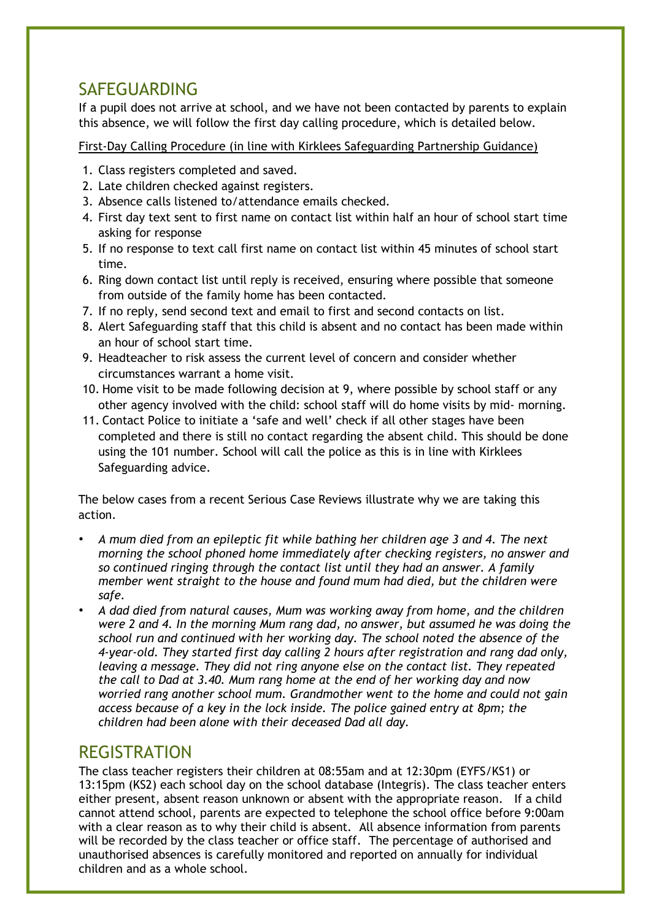## SAFEGUARDING

If a pupil does not arrive at school, and we have not been contacted by parents to explain this absence, we will follow the first day calling procedure, which is detailed below.

First-Day Calling Procedure (in line with Kirklees Safeguarding Partnership Guidance)

1. Class registers completed and saved.
2. Late children checked against registers.
3. Absence calls listened to/attendance emails checked.
4. First day text sent to first name on contact list within half an hour of school start time asking for response
5. If no response to text call first name on contact list within 45 minutes of school start time.
6. Ring down contact list until reply is received, ensuring where possible that someone from outside of the family home has been contacted.
7. If no reply, send second text and email to first and second contacts on list.
8. Alert Safeguarding staff that this child is absent and no contact has been made within an hour of school start time.
9. Headteacher to risk assess the current level of concern and consider whether circumstances warrant a home visit.
10. Home visit to be made following decision at 9, where possible by school staff or any other agency involved with the child: school staff will do home visits by mid- morning.
11. Contact Police to initiate a 'safe and well' check if all other stages have been completed and there is still no contact regarding the absent child. This should be done using the 101 number. School will call the police as this is in line with Kirklees Safeguarding advice.

The below cases from a recent Serious Case Reviews illustrate why we are taking this action.

- *A mum died from an epileptic fit while bathing her children age 3 and 4. The next morning the school phoned home immediately after checking registers, no answer and so continued ringing through the contact list until they had an answer. A family member went straight to the house and found mum had died, but the children were safe.*
- *A dad died from natural causes, Mum was working away from home, and the children were 2 and 4. In the morning Mum rang dad, no answer, but assumed he was doing the school run and continued with her working day. The school noted the absence of the 4-year-old. They started first day calling 2 hours after registration and rang dad only, leaving a message. They did not ring anyone else on the contact list. They repeated the call to Dad at 3.40. Mum rang home at the end of her working day and now worried rang another school mum. Grandmother went to the home and could not gain access because of a key in the lock inside. The police gained entry at 8pm; the children had been alone with their deceased Dad all day.*

## REGISTRATION

The class teacher registers their children at 08:55am and at 12:30pm (EYFS/KS1) or 13:15pm (KS2) each school day on the school database (Integris). The class teacher enters either present, absent reason unknown or absent with the appropriate reason. If a child cannot attend school, parents are expected to telephone the school office before 9:00am with a clear reason as to why their child is absent. All absence information from parents will be recorded by the class teacher or office staff. The percentage of authorised and unauthorised absences is carefully monitored and reported on annually for individual children and as a whole school.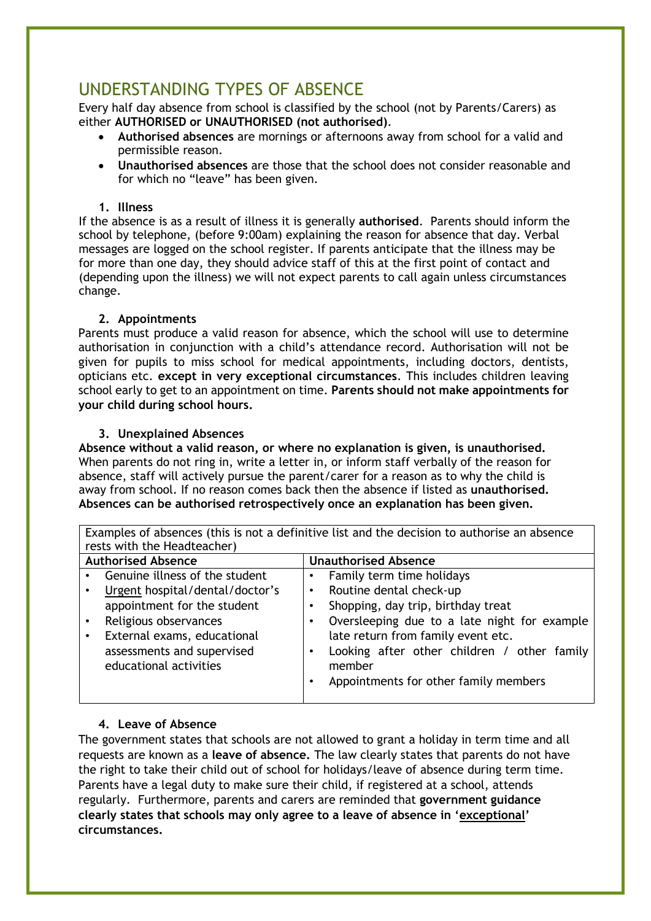# UNDERSTANDING TYPES OF ABSENCE

Every half day absence from school is classified by the school (not by Parents/Carers) as either **AUTHORISED or UNAUTHORISED (not authorised)**.

- **Authorised absences** are mornings or afternoons away from school for a valid and permissible reason.
- **Unauthorised absences** are those that the school does not consider reasonable and for which no "leave" has been given.

### 1. Illness

If the absence is as a result of illness it is generally **authorised**. Parents should inform the school by telephone, (before 9:00am) explaining the reason for absence that day. Verbal messages are logged on the school register. If parents anticipate that the illness may be for more than one day, they should advice staff of this at the first point of contact and (depending upon the illness) we will not expect parents to call again unless circumstances change.

### 2. Appointments

Parents must produce a valid reason for absence, which the school will use to determine authorisation in conjunction with a child's attendance record. Authorisation will not be given for pupils to miss school for medical appointments, including doctors, dentists, opticians etc. **except in very exceptional circumstances**. This includes children leaving school early to get to an appointment on time. **Parents should not make appointments for your child during school hours.**

### 3. Unexplained Absences

**Absence without a valid reason, or where no explanation is given, is unauthorised.** When parents do not ring in, write a letter in, or inform staff verbally of the reason for absence, staff will actively pursue the parent/carer for a reason as to why the child is away from school. If no reason comes back then the absence if listed as **unauthorised. Absences can be authorised retrospectively once an explanation has been given.**

| Examples of absences (this is not a definitive list and the decision to authorise an absence rests with the Headteacher) | |
|---|---|
| **Authorised Absence** | **Unauthorised Absence** |
| • Genuine illness of the student<br>• Urgent hospital/dental/doctor's appointment for the student<br>• Religious observances<br>• External exams, educational assessments and supervised educational activities | • Family term time holidays<br>• Routine dental check-up<br>• Shopping, day trip, birthday treat<br>• Oversleeping due to a late night for example late return from family event etc.<br>• Looking after other children / other family member<br>• Appointments for other family members |

### 4. Leave of Absence

The government states that schools are not allowed to grant a holiday in term time and all requests are known as a **leave of absence.** The law clearly states that parents do not have the right to take their child out of school for holidays/leave of absence during term time. Parents have a legal duty to make sure their child, if registered at a school, attends regularly. Furthermore, parents and carers are reminded that **government guidance clearly states that schools may only agree to a leave of absence in 'exceptional' circumstances.**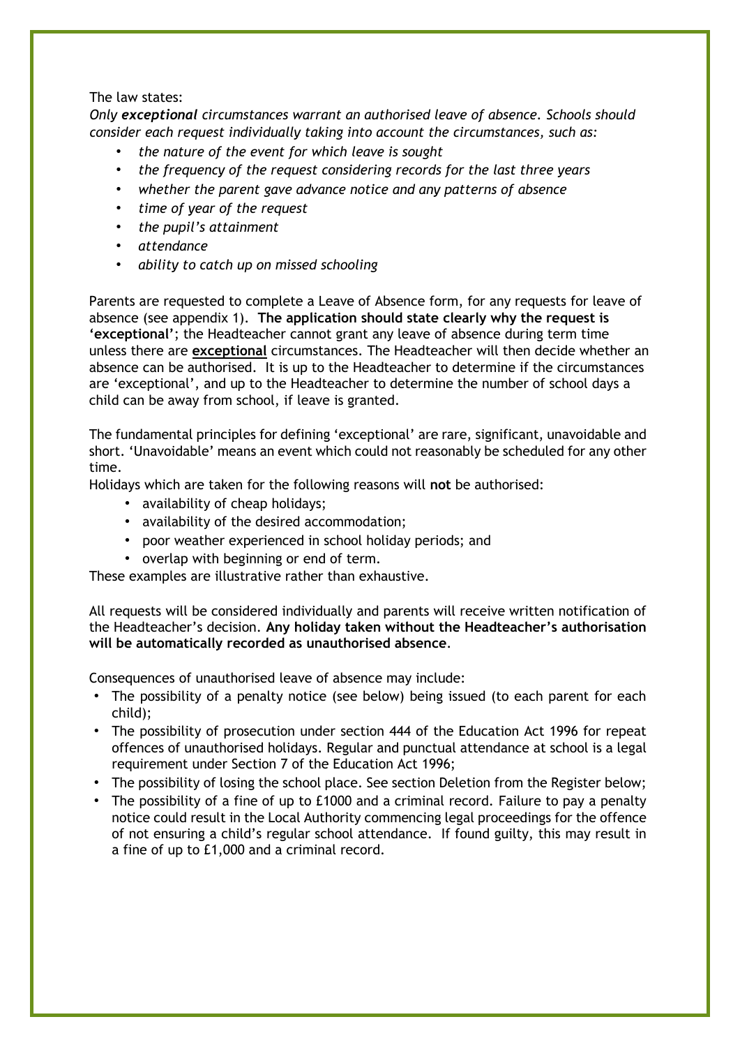The law states:

*Only **exceptional** circumstances warrant an authorised leave of absence. Schools should consider each request individually taking into account the circumstances, such as:*

- *the nature of the event for which leave is sought*
- *the frequency of the request considering records for the last three years*
- *whether the parent gave advance notice and any patterns of absence*
- *time of year of the request*
- *the pupil's attainment*
- *attendance*
- *ability to catch up on missed schooling*

Parents are requested to complete a Leave of Absence form, for any requests for leave of absence (see appendix 1). **The application should state clearly why the request is 'exceptional'**; the Headteacher cannot grant any leave of absence during term time unless there are <u>**exceptional**</u> circumstances. The Headteacher will then decide whether an absence can be authorised. It is up to the Headteacher to determine if the circumstances are 'exceptional', and up to the Headteacher to determine the number of school days a child can be away from school, if leave is granted.

The fundamental principles for defining 'exceptional' are rare, significant, unavoidable and short. 'Unavoidable' means an event which could not reasonably be scheduled for any other time.

Holidays which are taken for the following reasons will **not** be authorised:

- availability of cheap holidays;
- availability of the desired accommodation;
- poor weather experienced in school holiday periods; and
- overlap with beginning or end of term.

These examples are illustrative rather than exhaustive.

All requests will be considered individually and parents will receive written notification of the Headteacher's decision. **Any holiday taken without the Headteacher's authorisation will be automatically recorded as unauthorised absence**.

Consequences of unauthorised leave of absence may include:

- The possibility of a penalty notice (see below) being issued (to each parent for each child);
- The possibility of prosecution under section 444 of the Education Act 1996 for repeat offences of unauthorised holidays. Regular and punctual attendance at school is a legal requirement under Section 7 of the Education Act 1996;
- The possibility of losing the school place. See section Deletion from the Register below;
- The possibility of a fine of up to £1000 and a criminal record. Failure to pay a penalty notice could result in the Local Authority commencing legal proceedings for the offence of not ensuring a child's regular school attendance. If found guilty, this may result in a fine of up to £1,000 and a criminal record.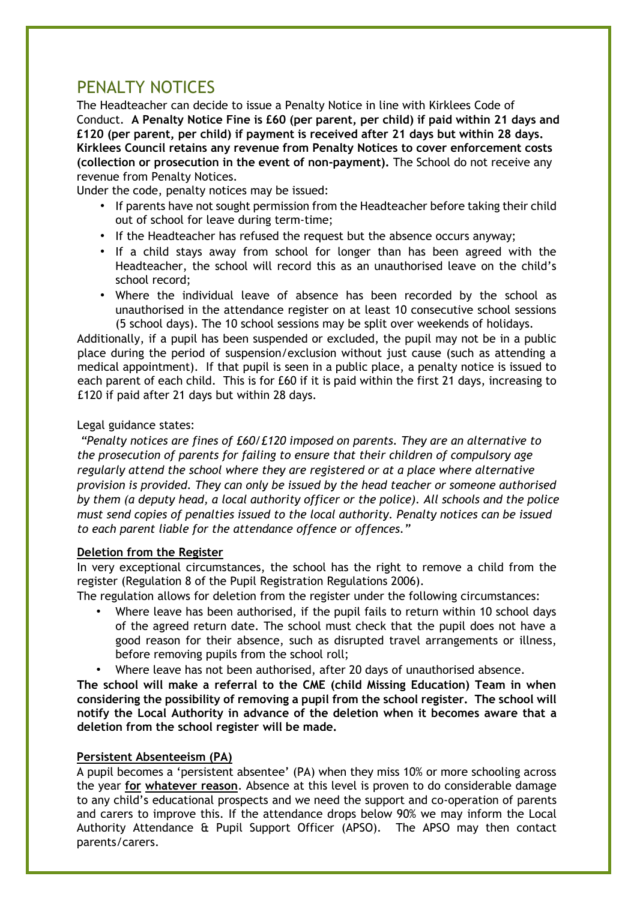## PENALTY NOTICES

The Headteacher can decide to issue a Penalty Notice in line with Kirklees Code of Conduct. **A Penalty Notice Fine is £60 (per parent, per child) if paid within 21 days and £120 (per parent, per child) if payment is received after 21 days but within 28 days. Kirklees Council retains any revenue from Penalty Notices to cover enforcement costs (collection or prosecution in the event of non-payment).** The School do not receive any revenue from Penalty Notices.

Under the code, penalty notices may be issued:

- If parents have not sought permission from the Headteacher before taking their child out of school for leave during term-time;
- If the Headteacher has refused the request but the absence occurs anyway;
- If a child stays away from school for longer than has been agreed with the Headteacher, the school will record this as an unauthorised leave on the child's school record;
- Where the individual leave of absence has been recorded by the school as unauthorised in the attendance register on at least 10 consecutive school sessions (5 school days). The 10 school sessions may be split over weekends of holidays.

Additionally, if a pupil has been suspended or excluded, the pupil may not be in a public place during the period of suspension/exclusion without just cause (such as attending a medical appointment). If that pupil is seen in a public place, a penalty notice is issued to each parent of each child. This is for £60 if it is paid within the first 21 days, increasing to £120 if paid after 21 days but within 28 days.

Legal guidance states:

*"Penalty notices are fines of £60/£120 imposed on parents. They are an alternative to the prosecution of parents for failing to ensure that their children of compulsory age regularly attend the school where they are registered or at a place where alternative provision is provided. They can only be issued by the head teacher or someone authorised by them (a deputy head, a local authority officer or the police). All schools and the police must send copies of penalties issued to the local authority. Penalty notices can be issued to each parent liable for the attendance offence or offences."*

**Deletion from the Register**

In very exceptional circumstances, the school has the right to remove a child from the register (Regulation 8 of the Pupil Registration Regulations 2006).

The regulation allows for deletion from the register under the following circumstances:

- Where leave has been authorised, if the pupil fails to return within 10 school days of the agreed return date. The school must check that the pupil does not have a good reason for their absence, such as disrupted travel arrangements or illness, before removing pupils from the school roll;
- Where leave has not been authorised, after 20 days of unauthorised absence.

**The school will make a referral to the CME (child Missing Education) Team in when considering the possibility of removing a pupil from the school register. The school will notify the Local Authority in advance of the deletion when it becomes aware that a deletion from the school register will be made.**

**Persistent Absenteeism (PA)**

A pupil becomes a 'persistent absentee' (PA) when they miss 10% or more schooling across the year **for whatever reason**. Absence at this level is proven to do considerable damage to any child's educational prospects and we need the support and co-operation of parents and carers to improve this. If the attendance drops below 90% we may inform the Local Authority Attendance & Pupil Support Officer (APSO). The APSO may then contact parents/carers.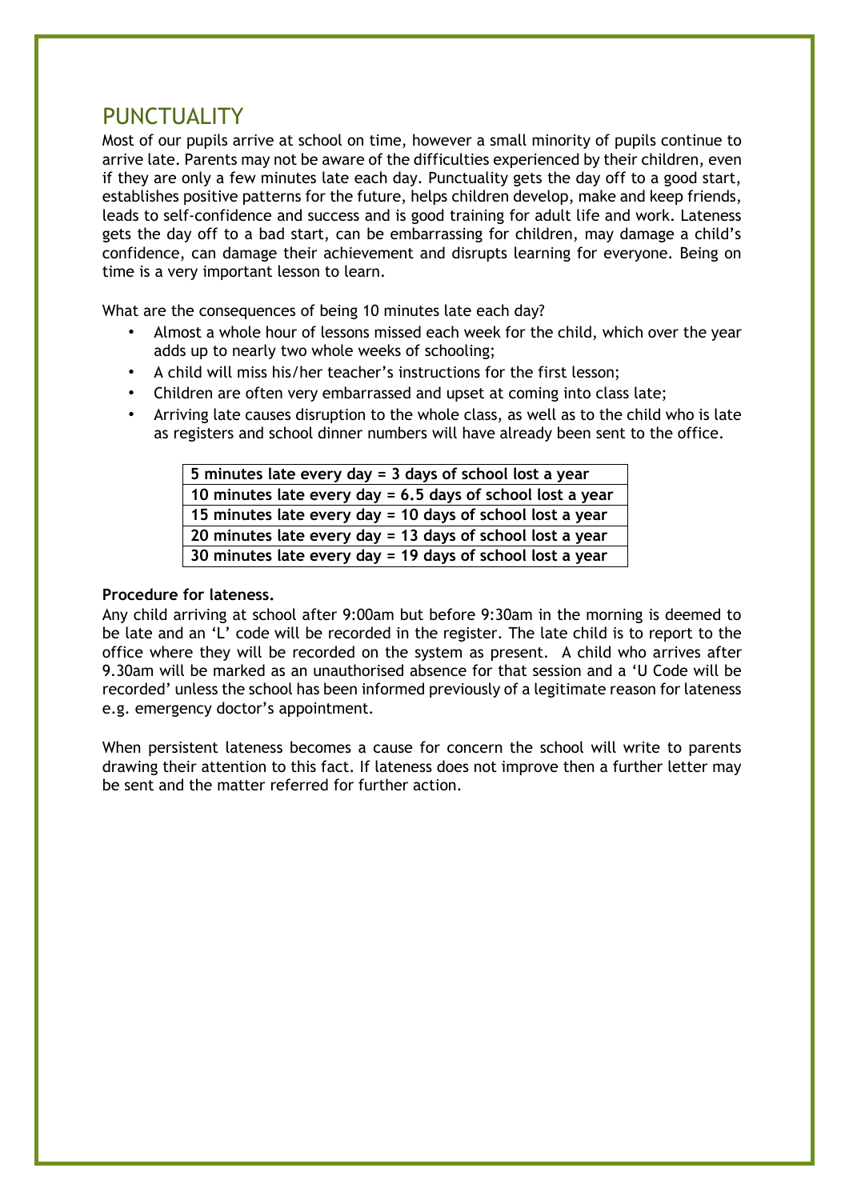## PUNCTUALITY

Most of our pupils arrive at school on time, however a small minority of pupils continue to arrive late. Parents may not be aware of the difficulties experienced by their children, even if they are only a few minutes late each day. Punctuality gets the day off to a good start, establishes positive patterns for the future, helps children develop, make and keep friends, leads to self-confidence and success and is good training for adult life and work. Lateness gets the day off to a bad start, can be embarrassing for children, may damage a child's confidence, can damage their achievement and disrupts learning for everyone. Being on time is a very important lesson to learn.

What are the consequences of being 10 minutes late each day?

- Almost a whole hour of lessons missed each week for the child, which over the year adds up to nearly two whole weeks of schooling;
- A child will miss his/her teacher's instructions for the first lesson;
- Children are often very embarrassed and upset at coming into class late;
- Arriving late causes disruption to the whole class, as well as to the child who is late as registers and school dinner numbers will have already been sent to the office.

| **5 minutes late every day = 3 days of school lost a year** |
|---|
| **10 minutes late every day = 6.5 days of school lost a year** |
| **15 minutes late every day = 10 days of school lost a year** |
| **20 minutes late every day = 13 days of school lost a year** |
| **30 minutes late every day = 19 days of school lost a year** |

**Procedure for lateness.**

Any child arriving at school after 9:00am but before 9:30am in the morning is deemed to be late and an 'L' code will be recorded in the register. The late child is to report to the office where they will be recorded on the system as present. A child who arrives after 9.30am will be marked as an unauthorised absence for that session and a 'U Code will be recorded' unless the school has been informed previously of a legitimate reason for lateness e.g. emergency doctor's appointment.

When persistent lateness becomes a cause for concern the school will write to parents drawing their attention to this fact. If lateness does not improve then a further letter may be sent and the matter referred for further action.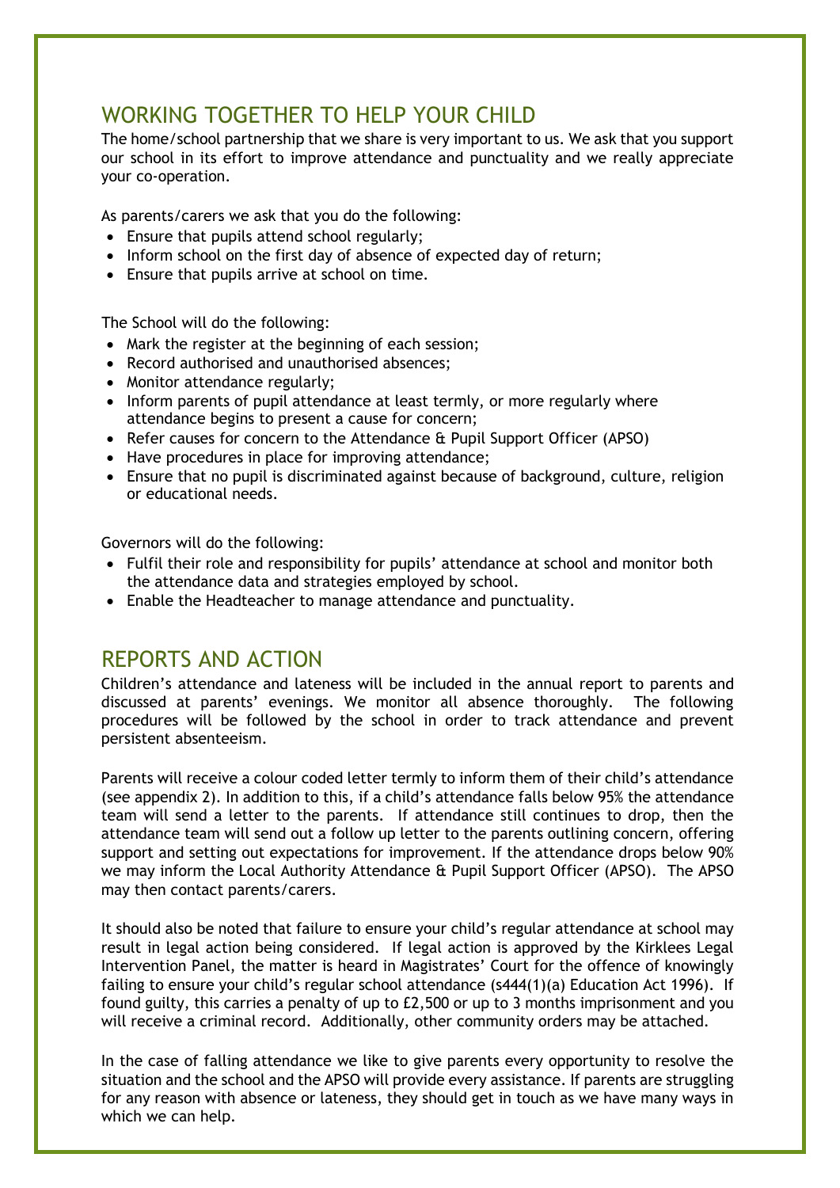## WORKING TOGETHER TO HELP YOUR CHILD

The home/school partnership that we share is very important to us. We ask that you support our school in its effort to improve attendance and punctuality and we really appreciate your co-operation.

As parents/carers we ask that you do the following:

- Ensure that pupils attend school regularly;
- Inform school on the first day of absence of expected day of return;
- Ensure that pupils arrive at school on time.

The School will do the following:

- Mark the register at the beginning of each session;
- Record authorised and unauthorised absences;
- Monitor attendance regularly;
- Inform parents of pupil attendance at least termly, or more regularly where attendance begins to present a cause for concern;
- Refer causes for concern to the Attendance & Pupil Support Officer (APSO)
- Have procedures in place for improving attendance;
- Ensure that no pupil is discriminated against because of background, culture, religion or educational needs.

Governors will do the following:

- Fulfil their role and responsibility for pupils' attendance at school and monitor both the attendance data and strategies employed by school.
- Enable the Headteacher to manage attendance and punctuality.

## REPORTS AND ACTION

Children's attendance and lateness will be included in the annual report to parents and discussed at parents' evenings. We monitor all absence thoroughly. The following procedures will be followed by the school in order to track attendance and prevent persistent absenteeism.

Parents will receive a colour coded letter termly to inform them of their child's attendance (see appendix 2). In addition to this, if a child's attendance falls below 95% the attendance team will send a letter to the parents. If attendance still continues to drop, then the attendance team will send out a follow up letter to the parents outlining concern, offering support and setting out expectations for improvement. If the attendance drops below 90% we may inform the Local Authority Attendance & Pupil Support Officer (APSO). The APSO may then contact parents/carers.

It should also be noted that failure to ensure your child's regular attendance at school may result in legal action being considered. If legal action is approved by the Kirklees Legal Intervention Panel, the matter is heard in Magistrates' Court for the offence of knowingly failing to ensure your child's regular school attendance (s444(1)(a) Education Act 1996). If found guilty, this carries a penalty of up to £2,500 or up to 3 months imprisonment and you will receive a criminal record. Additionally, other community orders may be attached.

In the case of falling attendance we like to give parents every opportunity to resolve the situation and the school and the APSO will provide every assistance. If parents are struggling for any reason with absence or lateness, they should get in touch as we have many ways in which we can help.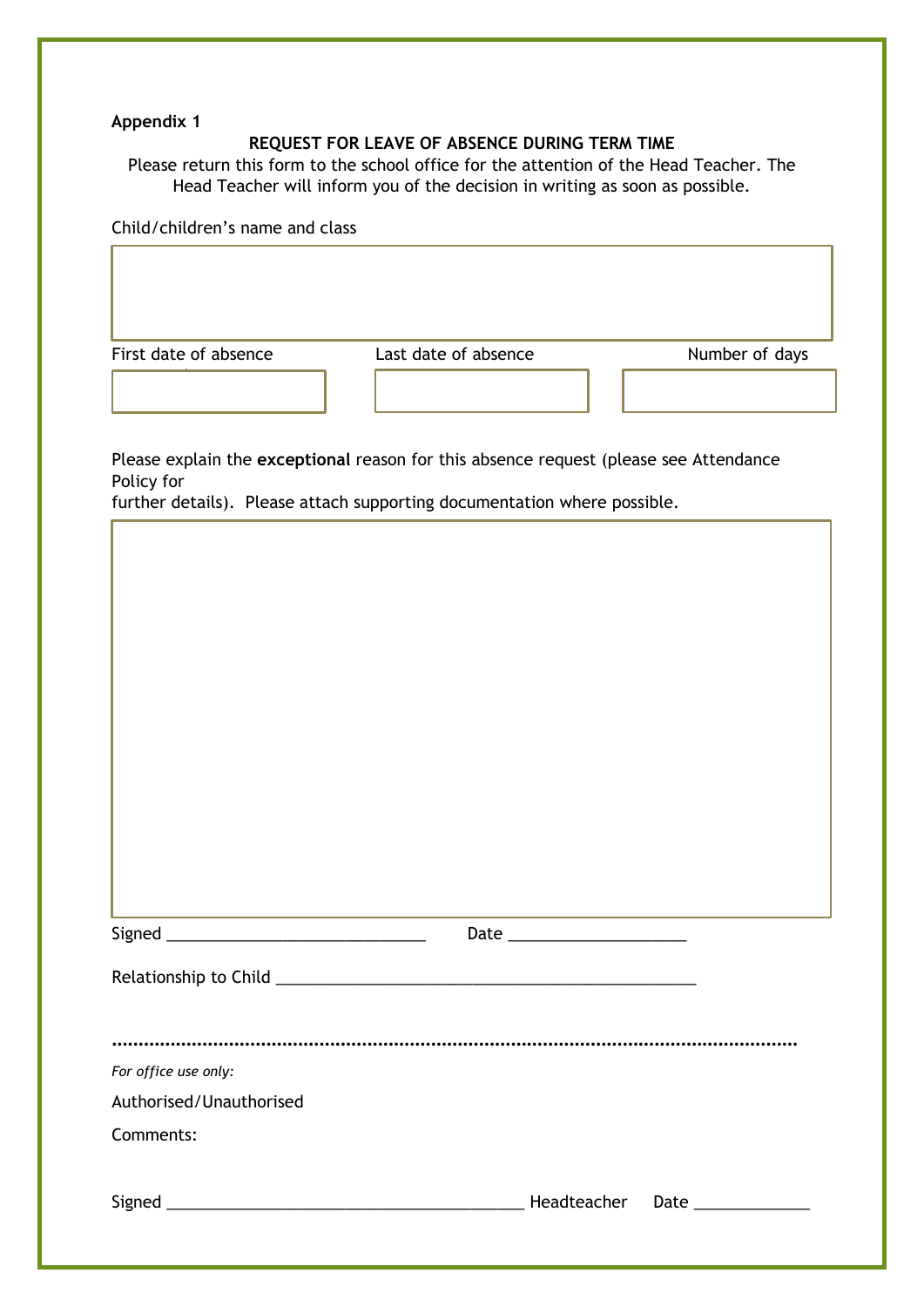**Appendix 1**

**REQUEST FOR LEAVE OF ABSENCE DURING TERM TIME**

Please return this form to the school office for the attention of the Head Teacher. The Head Teacher will inform you of the decision in writing as soon as possible.

Child/children's name and class

| |
|---|
| |

| First date of absence | Last date of absence | Number of days |
|---|---|---|
| | | |

Please explain the **exceptional** reason for this absence request (please see Attendance Policy for further details). Please attach supporting documentation where possible.

| |
|---|
| |

Signed ______________________________ Date ____________________

Relationship to Child ________________________________________________

..........................................................................................................................

*For office use only:*

Authorised/Unauthorised

Comments:

Signed __________________________________________ Headteacher Date _____________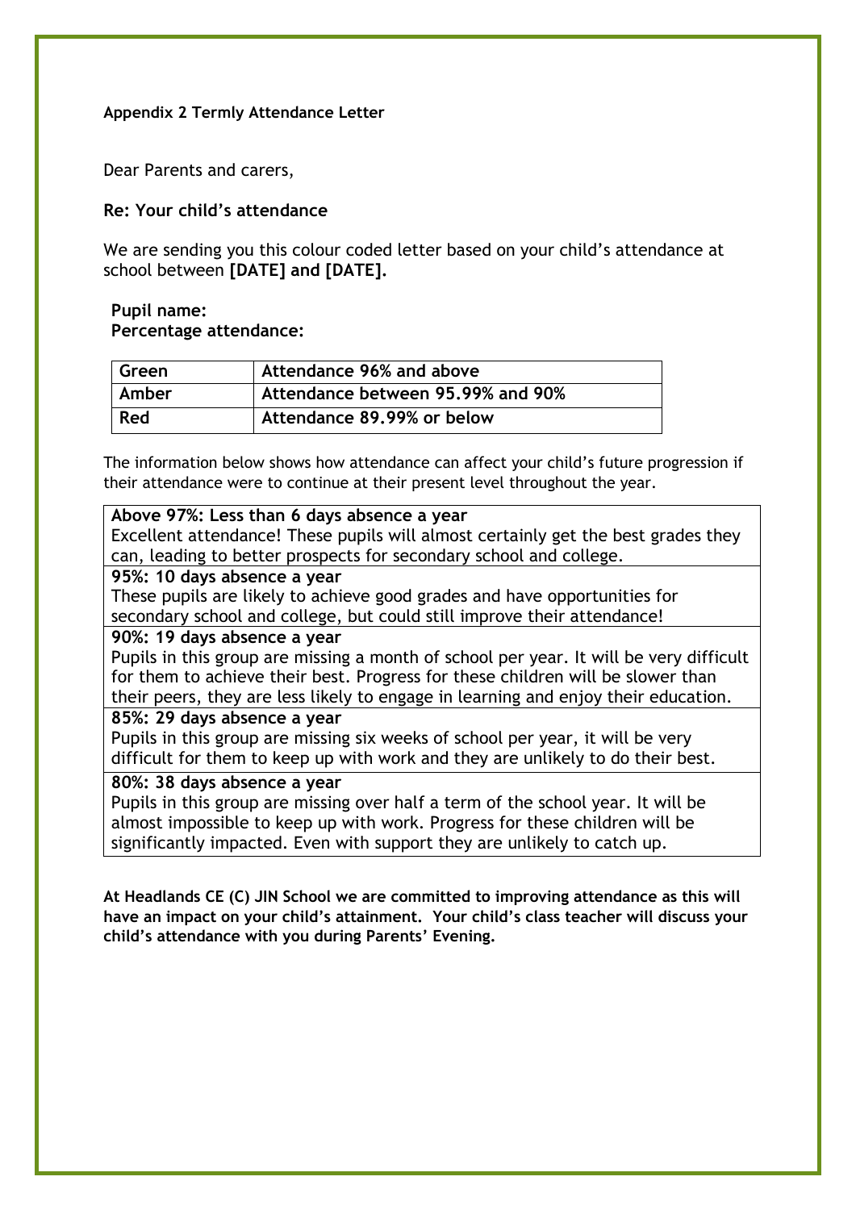**Appendix 2 Termly Attendance Letter**

Dear Parents and carers,

**Re: Your child's attendance**

We are sending you this colour coded letter based on your child's attendance at school between **[DATE] and [DATE].**

**Pupil name:**
**Percentage attendance:**

| Green | Attendance 96% and above |
|---|---|
| Amber | Attendance between 95.99% and 90% |
| Red | Attendance 89.99% or below |

The information below shows how attendance can affect your child's future progression if their attendance were to continue at their present level throughout the year.

| **Above 97%: Less than 6 days absence a year**<br>Excellent attendance! These pupils will almost certainly get the best grades they can, leading to better prospects for secondary school and college. |
|---|
| **95%: 10 days absence a year**<br>These pupils are likely to achieve good grades and have opportunities for secondary school and college, but could still improve their attendance! |
| **90%: 19 days absence a year**<br>Pupils in this group are missing a month of school per year. It will be very difficult for them to achieve their best. Progress for these children will be slower than their peers, they are less likely to engage in learning and enjoy their education. |
| **85%: 29 days absence a year**<br>Pupils in this group are missing six weeks of school per year, it will be very difficult for them to keep up with work and they are unlikely to do their best. |
| **80%: 38 days absence a year**<br>Pupils in this group are missing over half a term of the school year. It will be almost impossible to keep up with work. Progress for these children will be significantly impacted. Even with support they are unlikely to catch up. |

**At Headlands CE (C) JIN School we are committed to improving attendance as this will have an impact on your child's attainment. Your child's class teacher will discuss your child's attendance with you during Parents' Evening.**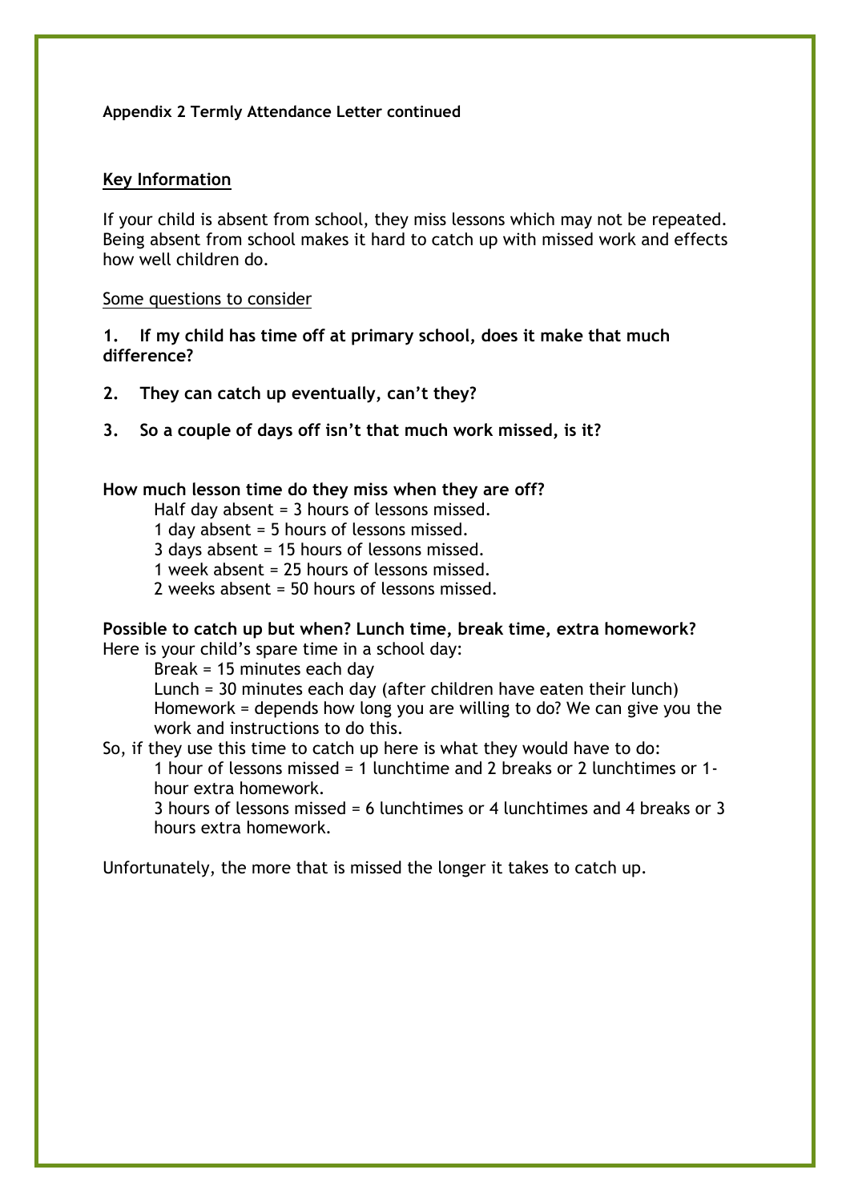**Appendix 2 Termly Attendance Letter continued**

**Key Information**

If your child is absent from school, they miss lessons which may not be repeated. Being absent from school makes it hard to catch up with missed work and effects how well children do.

Some questions to consider

**1. If my child has time off at primary school, does it make that much difference?**

**2. They can catch up eventually, can't they?**

**3. So a couple of days off isn't that much work missed, is it?**

**How much lesson time do they miss when they are off?**

Half day absent = 3 hours of lessons missed.
1 day absent = 5 hours of lessons missed.
3 days absent = 15 hours of lessons missed.
1 week absent = 25 hours of lessons missed.
2 weeks absent = 50 hours of lessons missed.

**Possible to catch up but when? Lunch time, break time, extra homework?**

Here is your child's spare time in a school day:

Break = 15 minutes each day
Lunch = 30 minutes each day (after children have eaten their lunch)
Homework = depends how long you are willing to do? We can give you the work and instructions to do this.

So, if they use this time to catch up here is what they would have to do:

1 hour of lessons missed = 1 lunchtime and 2 breaks or 2 lunchtimes or 1-hour extra homework.
3 hours of lessons missed = 6 lunchtimes or 4 lunchtimes and 4 breaks or 3 hours extra homework.

Unfortunately, the more that is missed the longer it takes to catch up.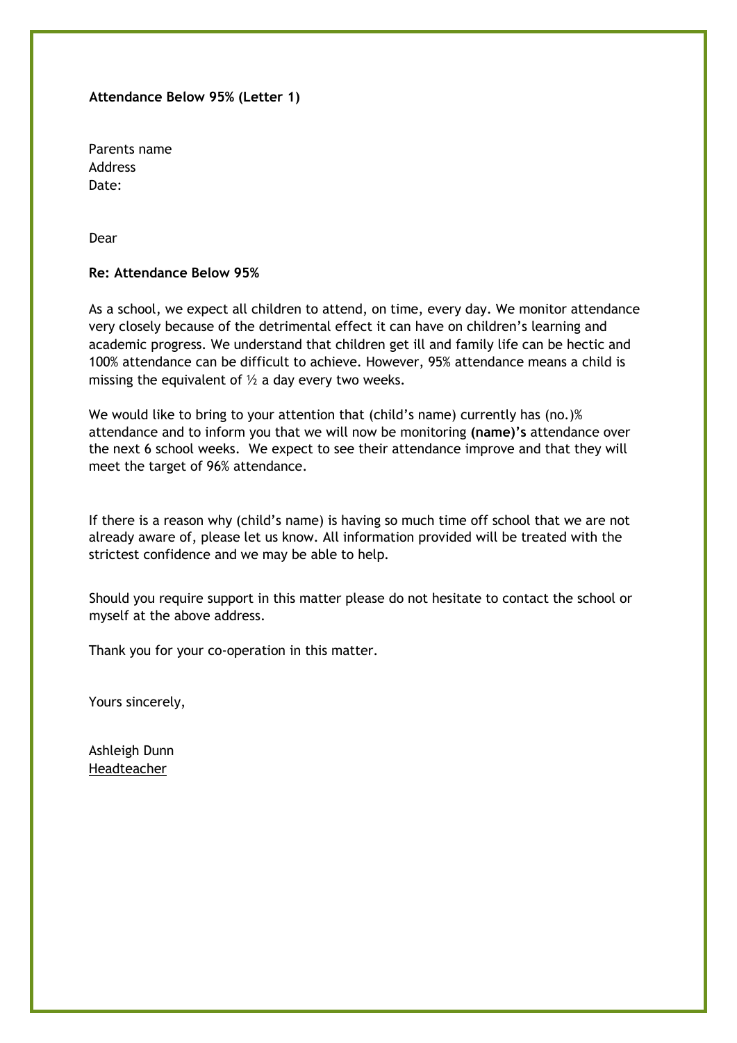**Attendance Below 95% (Letter 1)**

Parents name
Address
Date:

Dear

**Re: Attendance Below 95%**

As a school, we expect all children to attend, on time, every day. We monitor attendance very closely because of the detrimental effect it can have on children's learning and academic progress. We understand that children get ill and family life can be hectic and 100% attendance can be difficult to achieve. However, 95% attendance means a child is missing the equivalent of ½ a day every two weeks.

We would like to bring to your attention that (child's name) currently has (no.)% attendance and to inform you that we will now be monitoring **(name)'s** attendance over the next 6 school weeks. We expect to see their attendance improve and that they will meet the target of 96% attendance.

If there is a reason why (child's name) is having so much time off school that we are not already aware of, please let us know. All information provided will be treated with the strictest confidence and we may be able to help.

Should you require support in this matter please do not hesitate to contact the school or myself at the above address.

Thank you for your co-operation in this matter.

Yours sincerely,

Ashleigh Dunn
Headteacher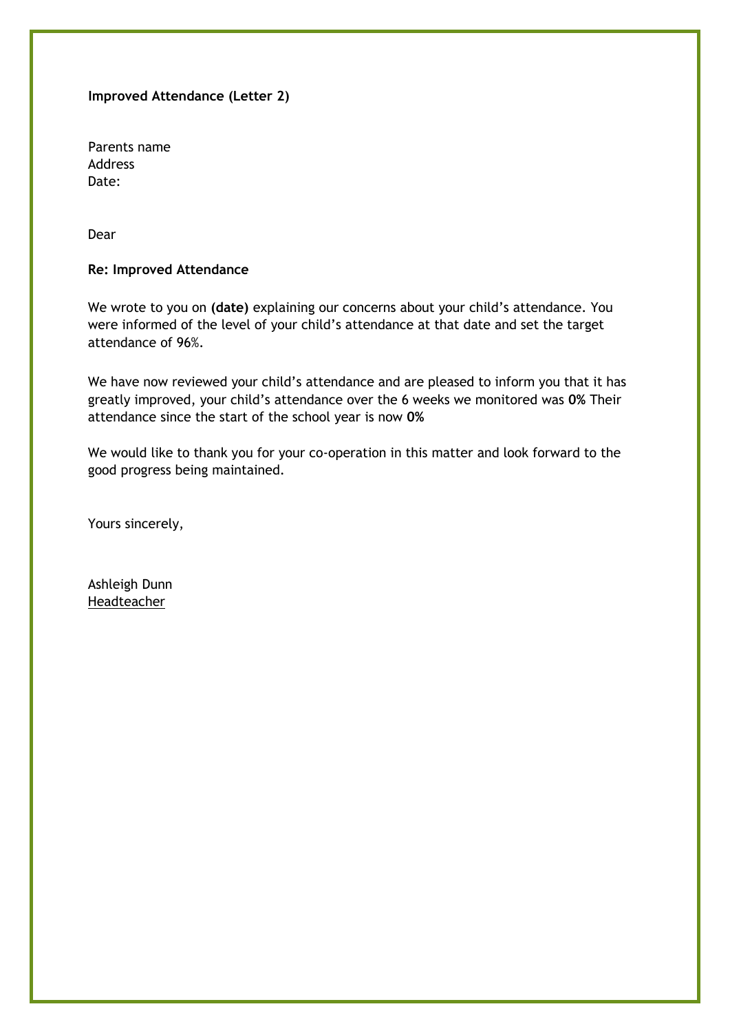**Improved Attendance (Letter 2)**

Parents name
Address
Date:

Dear

**Re: Improved Attendance**

We wrote to you on **(date)** explaining our concerns about your child's attendance. You were informed of the level of your child's attendance at that date and set the target attendance of 96%.

We have now reviewed your child's attendance and are pleased to inform you that it has greatly improved, your child's attendance over the 6 weeks we monitored was **0%** Their attendance since the start of the school year is now **0%**

We would like to thank you for your co-operation in this matter and look forward to the good progress being maintained.

Yours sincerely,

Ashleigh Dunn
<u>Headteacher</u>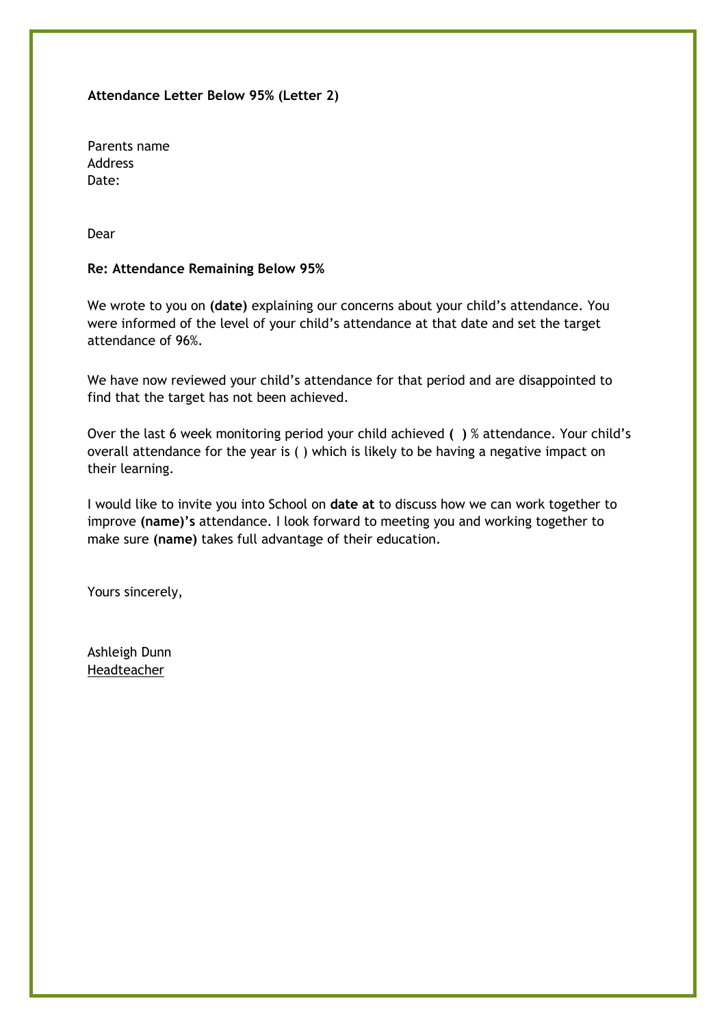**Attendance Letter Below 95% (Letter 2)**

Parents name
Address
Date:

Dear

**Re: Attendance Remaining Below 95%**

We wrote to you on **(date)** explaining our concerns about your child's attendance. You were informed of the level of your child's attendance at that date and set the target attendance of 96%.

We have now reviewed your child's attendance for that period and are disappointed to find that the target has not been achieved.

Over the last 6 week monitoring period your child achieved **( )** % attendance. Your child's overall attendance for the year is ( ) which is likely to be having a negative impact on their learning.

I would like to invite you into School on **date at** to discuss how we can work together to improve **(name)'s** attendance. I look forward to meeting you and working together to make sure **(name)** takes full advantage of their education.

Yours sincerely,

Ashleigh Dunn
Headteacher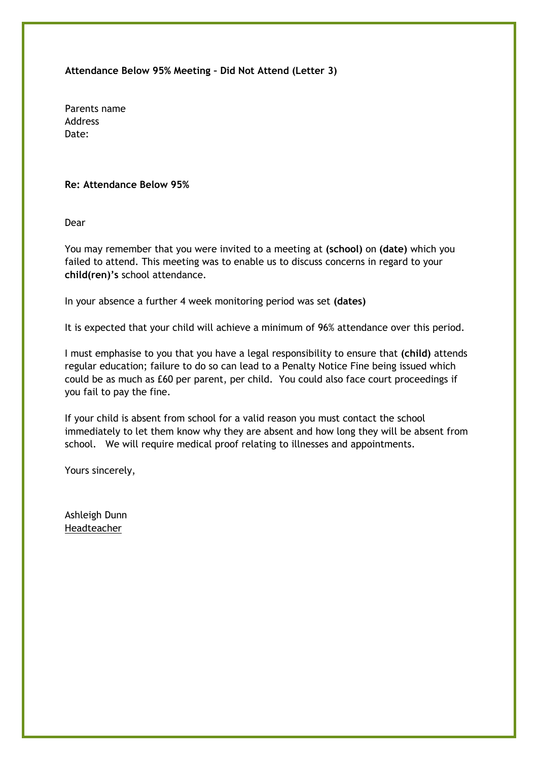**Attendance Below 95% Meeting – Did Not Attend (Letter 3)**

Parents name
Address
Date:

**Re: Attendance Below 95%**

Dear

You may remember that you were invited to a meeting at **(school)** on **(date)** which you failed to attend. This meeting was to enable us to discuss concerns in regard to your **child(ren)'s** school attendance.

In your absence a further 4 week monitoring period was set **(dates)**

It is expected that your child will achieve a minimum of 96% attendance over this period.

I must emphasise to you that you have a legal responsibility to ensure that **(child)** attends regular education; failure to do so can lead to a Penalty Notice Fine being issued which could be as much as £60 per parent, per child. You could also face court proceedings if you fail to pay the fine.

If your child is absent from school for a valid reason you must contact the school immediately to let them know why they are absent and how long they will be absent from school. We will require medical proof relating to illnesses and appointments.

Yours sincerely,

Ashleigh Dunn
Headteacher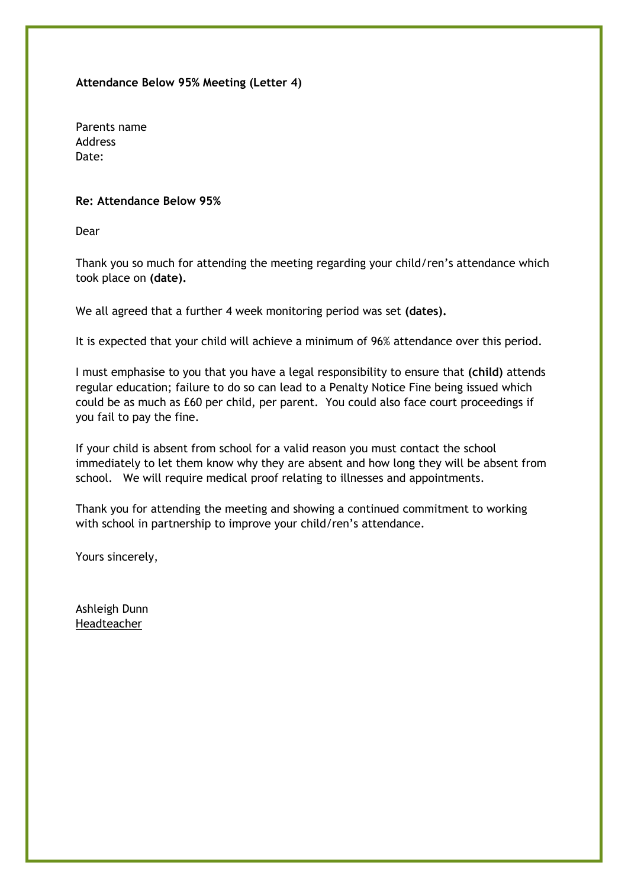**Attendance Below 95% Meeting (Letter 4)**

Parents name
Address
Date:

**Re: Attendance Below 95%**

Dear

Thank you so much for attending the meeting regarding your child/ren's attendance which took place on **(date).**

We all agreed that a further 4 week monitoring period was set **(dates).**

It is expected that your child will achieve a minimum of 96% attendance over this period.

I must emphasise to you that you have a legal responsibility to ensure that **(child)** attends regular education; failure to do so can lead to a Penalty Notice Fine being issued which could be as much as £60 per child, per parent. You could also face court proceedings if you fail to pay the fine.

If your child is absent from school for a valid reason you must contact the school immediately to let them know why they are absent and how long they will be absent from school. We will require medical proof relating to illnesses and appointments.

Thank you for attending the meeting and showing a continued commitment to working with school in partnership to improve your child/ren's attendance.

Yours sincerely,

Ashleigh Dunn
Headteacher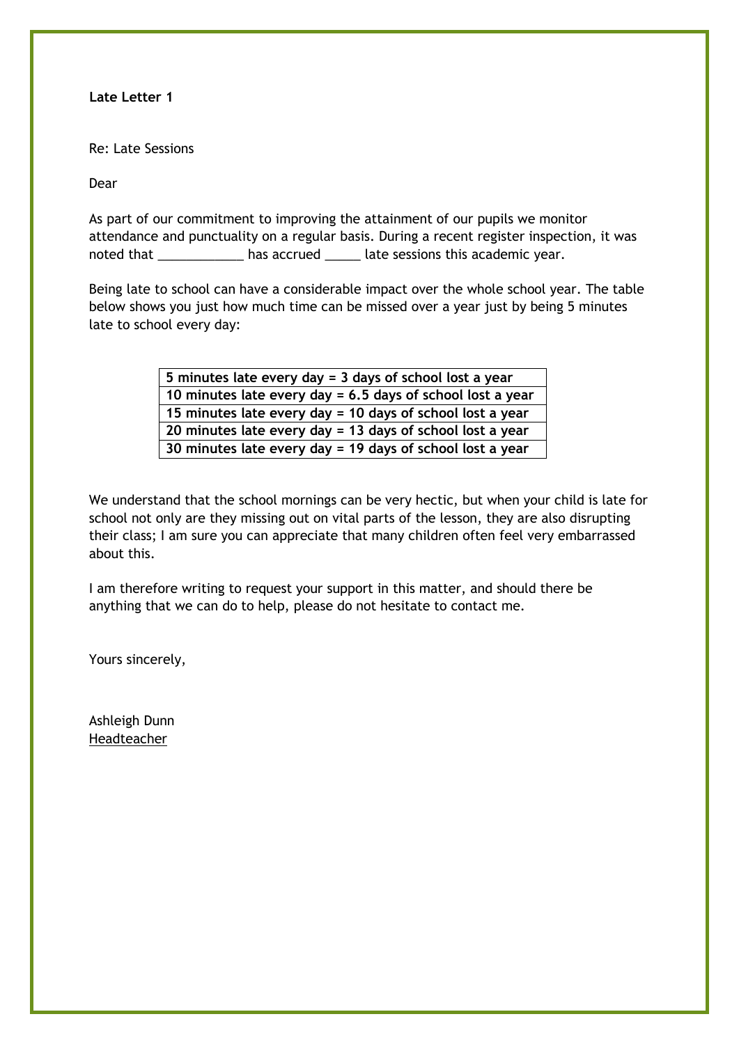**Late Letter 1**

Re: Late Sessions

Dear

As part of our commitment to improving the attainment of our pupils we monitor attendance and punctuality on a regular basis. During a recent register inspection, it was noted that ____________ has accrued _____ late sessions this academic year.

Being late to school can have a considerable impact over the whole school year. The table below shows you just how much time can be missed over a year just by being 5 minutes late to school every day:

| **5 minutes late every day = 3 days of school lost a year** |
|---|
| **10 minutes late every day = 6.5 days of school lost a year** |
| **15 minutes late every day = 10 days of school lost a year** |
| **20 minutes late every day = 13 days of school lost a year** |
| **30 minutes late every day = 19 days of school lost a year** |

We understand that the school mornings can be very hectic, but when your child is late for school not only are they missing out on vital parts of the lesson, they are also disrupting their class; I am sure you can appreciate that many children often feel very embarrassed about this.

I am therefore writing to request your support in this matter, and should there be anything that we can do to help, please do not hesitate to contact me.

Yours sincerely,

Ashleigh Dunn
Headteacher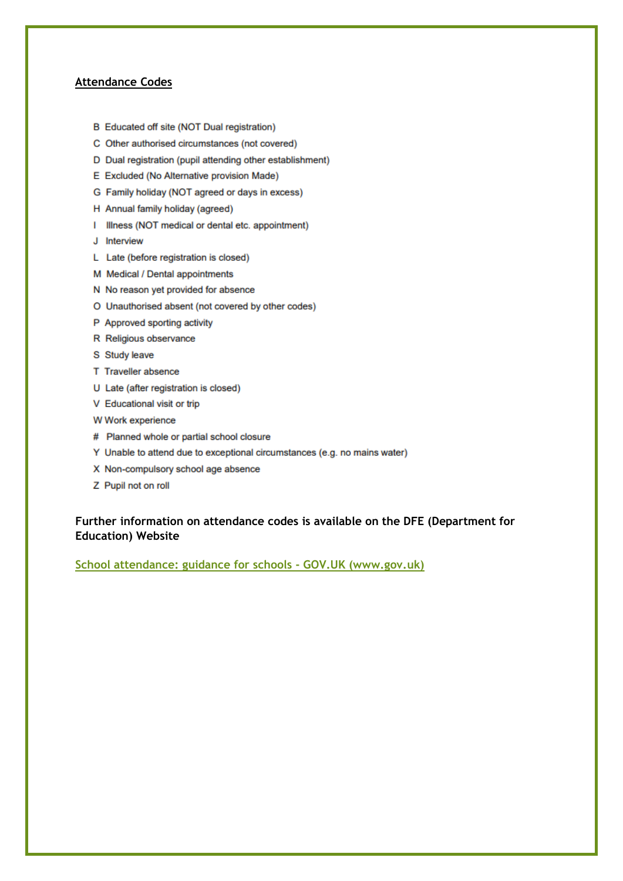## Attendance Codes

B Educated off site (NOT Dual registration)

C Other authorised circumstances (not covered)

D Dual registration (pupil attending other establishment)

E Excluded (No Alternative provision Made)

G Family holiday (NOT agreed or days in excess)

H Annual family holiday (agreed)

I Illness (NOT medical or dental etc. appointment)

J Interview

L Late (before registration is closed)

M Medical / Dental appointments

N No reason yet provided for absence

O Unauthorised absent (not covered by other codes)

P Approved sporting activity

R Religious observance

S Study leave

T Traveller absence

U Late (after registration is closed)

V Educational visit or trip

W Work experience

# Planned whole or partial school closure

Y Unable to attend due to exceptional circumstances (e.g. no mains water)

X Non-compulsory school age absence

Z Pupil not on roll

**Further information on attendance codes is available on the DFE (Department for Education) Website**

[School attendance: guidance for schools - GOV.UK (www.gov.uk)](https://www.gov.uk)